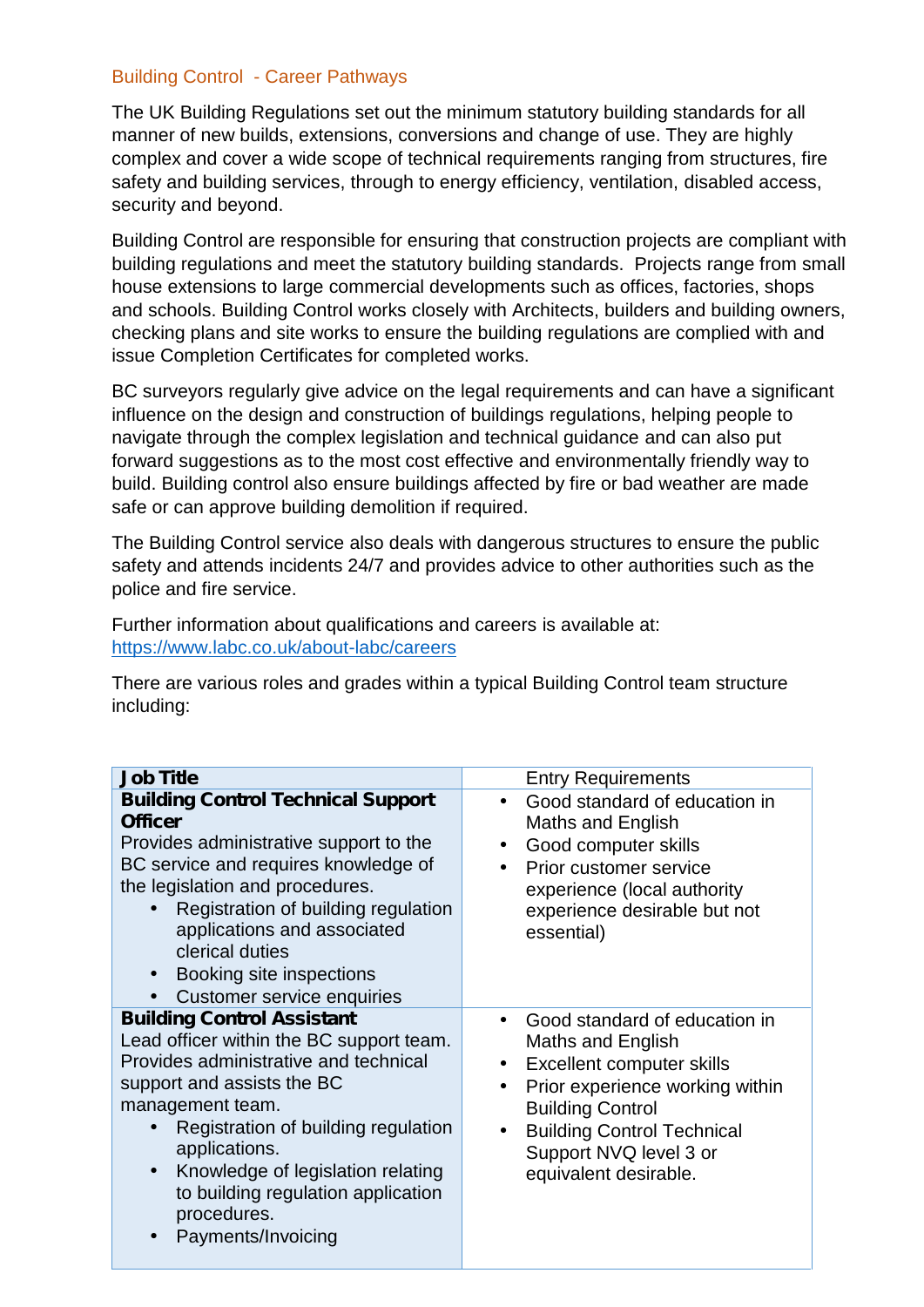## Building Control  - Career Pathways

The UK Building Regulations set out the minimum statutory building standards for all manner of new builds, extensions, conversions and change of use. They are highly complex and cover a wide scope of technical requirements ranging from structures, fire safety and building services, through to energy efficiency, ventilation, disabled access, security and beyond.

Building Control are responsible for ensuring that construction projects are compliant with building regulations and meet the statutory building standards.  Projects range from small house extensions to large commercial developments such as offices, factories, shops and schools. Building Control works closely with Architects, builders and building owners, checking plans and site works to ensure the building regulations are complied with and issue Completion Certificates for completed works.

BC surveyors regularly give advice on the legal requirements and can have a significant influence on the design and construction of buildings regulations, helping people to navigate through the complex legislation and technical guidance and can also put forward suggestions as to the most cost effective and environmentally friendly way to build. Building control also ensure buildings affected by fire or bad weather are made safe or can approve building demolition if required.

The Building Control service also deals with dangerous structures to ensure the public safety and attends incidents 24/7 and provides advice to other authorities such as the police and fire service.

Further information about qualifications and careers is available at: https://www.labc.co.uk/about-labc/careers

There are various roles and grades within a typical Building Control team structure including:

| **Job Title** | Entry Requirements |
|---|---|
| **Building Control Technical Support Officer**<br>Provides administrative support to the BC service and requires knowledge of the legislation and procedures.<br>• Registration of building regulation applications and associated clerical duties<br>• Booking site inspections<br>• Customer service enquiries | • Good standard of education in Maths and English<br>• Good computer skills<br>• Prior customer service experience (local authority experience desirable but not essential) |
| **Building Control Assistant**<br>Lead officer within the BC support team. Provides administrative and technical support and assists the BC management team.<br>• Registration of building regulation applications.<br>• Knowledge of legislation relating to building regulation application procedures.<br>• Payments/Invoicing | • Good standard of education in Maths and English<br>• Excellent computer skills<br>• Prior experience working within Building Control<br>• Building Control Technical Support NVQ level 3 or equivalent desirable. |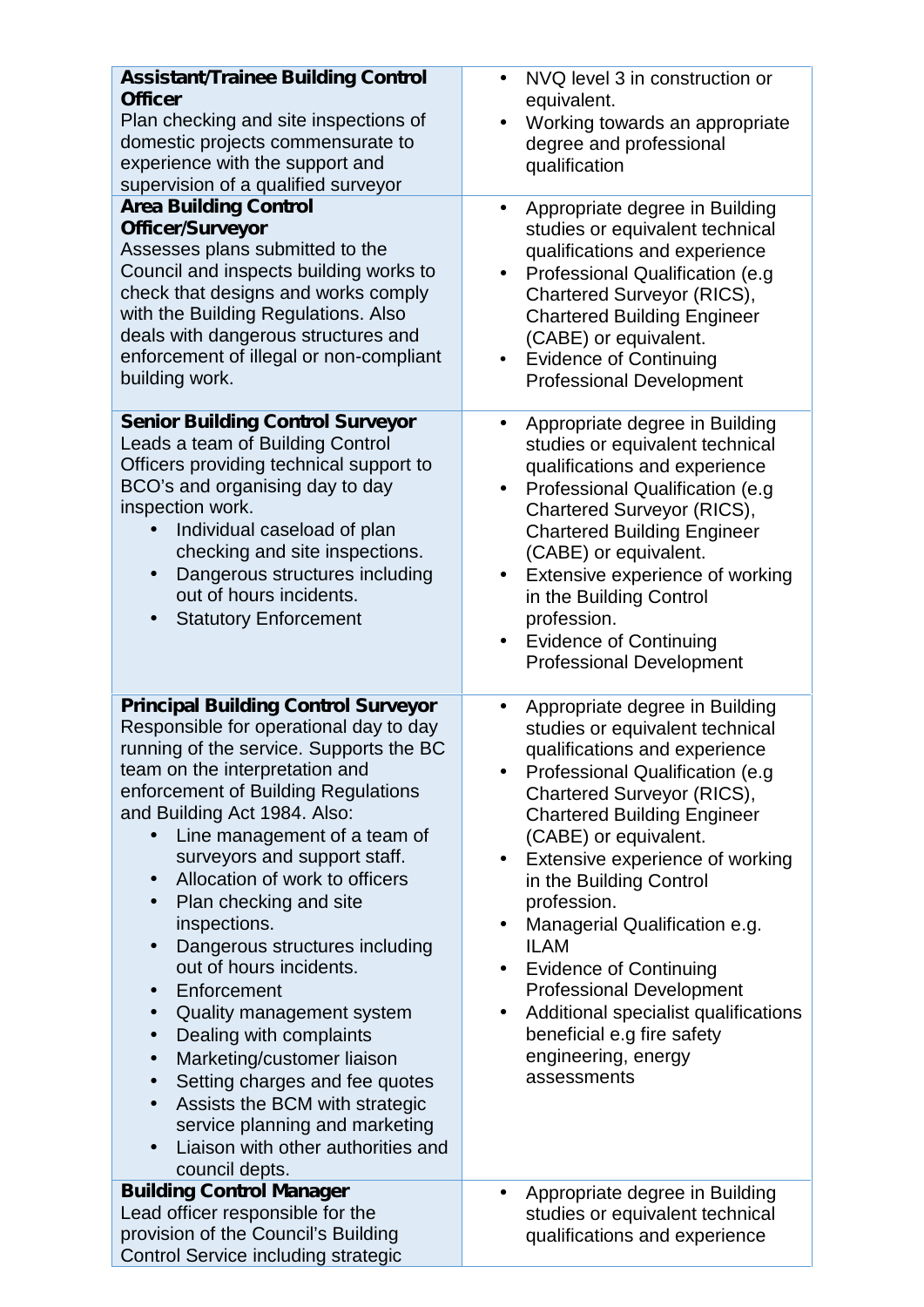| | |
|---|---|
| **Assistant/Trainee Building Control Officer**<br>Plan checking and site inspections of domestic projects commensurate to experience with the support and supervision of a qualified surveyor | • NVQ level 3 in construction or equivalent.<br>• Working towards an appropriate degree and professional qualification |
| **Area Building Control Officer/Surveyor**<br>Assesses plans submitted to the Council and inspects building works to check that designs and works comply with the Building Regulations. Also deals with dangerous structures and enforcement of illegal or non-compliant building work. | • Appropriate degree in Building studies or equivalent technical qualifications and experience<br>• Professional Qualification (e.g Chartered Surveyor (RICS), Chartered Building Engineer (CABE) or equivalent.<br>• Evidence of Continuing Professional Development |
| **Senior Building Control Surveyor**<br>Leads a team of Building Control Officers providing technical support to BCO's and organising day to day inspection work.<br>• Individual caseload of plan checking and site inspections.<br>• Dangerous structures including out of hours incidents.<br>• Statutory Enforcement | • Appropriate degree in Building studies or equivalent technical qualifications and experience<br>• Professional Qualification (e.g Chartered Surveyor (RICS), Chartered Building Engineer (CABE) or equivalent.<br>• Extensive experience of working in the Building Control profession.<br>• Evidence of Continuing Professional Development |
| **Principal Building Control Surveyor**<br>Responsible for operational day to day running of the service. Supports the BC team on the interpretation and enforcement of Building Regulations and Building Act 1984. Also:<br>• Line management of a team of surveyors and support staff.<br>• Allocation of work to officers<br>• Plan checking and site inspections.<br>• Dangerous structures including out of hours incidents.<br>• Enforcement<br>• Quality management system<br>• Dealing with complaints<br>• Marketing/customer liaison<br>• Setting charges and fee quotes<br>• Assists the BCM with strategic service planning and marketing<br>• Liaison with other authorities and council depts. | • Appropriate degree in Building studies or equivalent technical qualifications and experience<br>• Professional Qualification (e.g Chartered Surveyor (RICS), Chartered Building Engineer (CABE) or equivalent.<br>• Extensive experience of working in the Building Control profession.<br>• Managerial Qualification e.g. ILAM<br>• Evidence of Continuing Professional Development<br>• Additional specialist qualifications beneficial e.g fire safety engineering, energy assessments |
| **Building Control Manager**<br>Lead officer responsible for the provision of the Council's Building Control Service including strategic | • Appropriate degree in Building studies or equivalent technical qualifications and experience |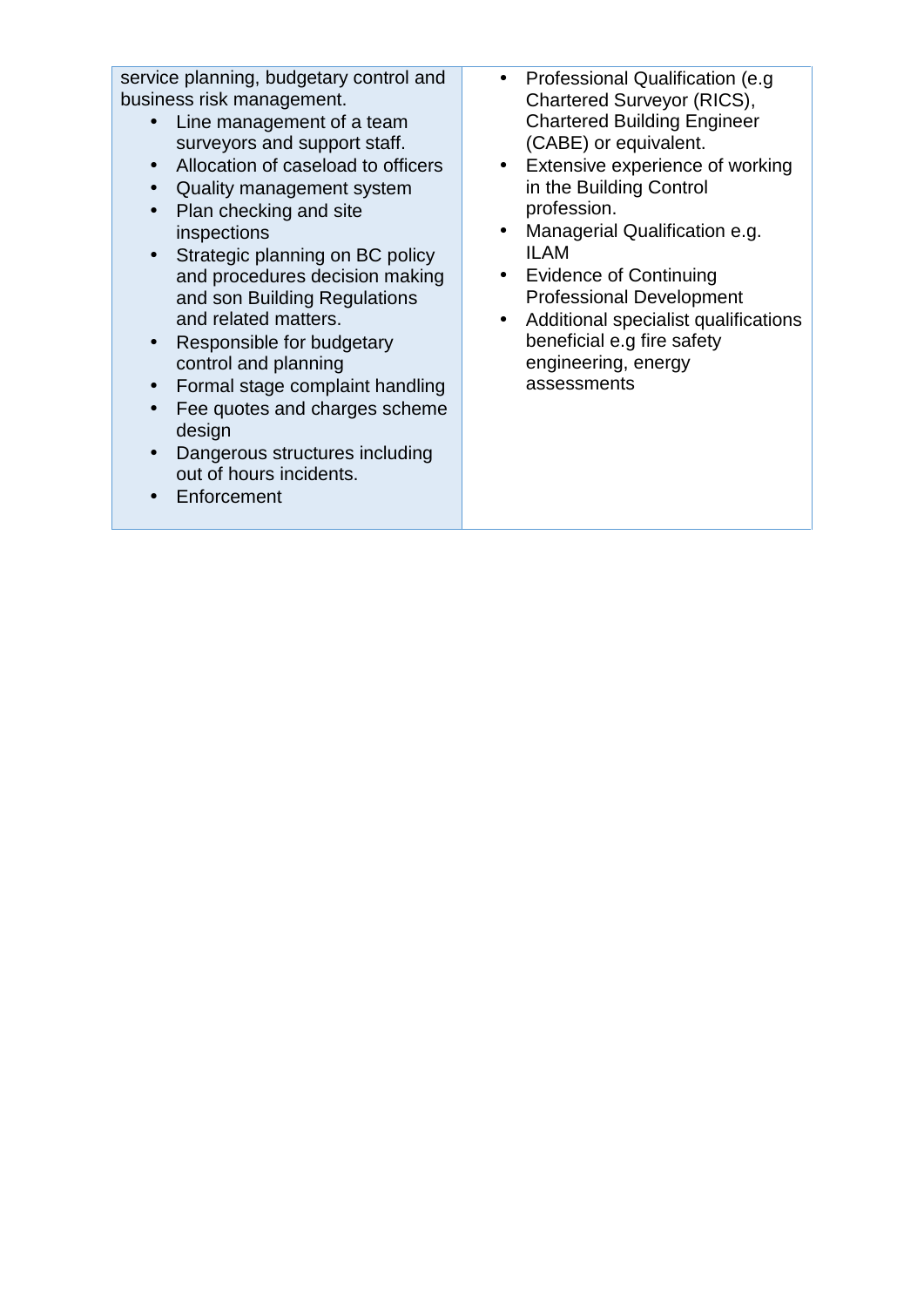| | |
|---|---|
| service planning, budgetary control and business risk management.<br>• Line management of a team surveyors and support staff.<br>• Allocation of caseload to officers<br>• Quality management system<br>• Plan checking and site inspections<br>• Strategic planning on BC policy and procedures decision making and son Building Regulations and related matters.<br>• Responsible for budgetary control and planning<br>• Formal stage complaint handling<br>• Fee quotes and charges scheme design<br>• Dangerous structures including out of hours incidents.<br>• Enforcement | • Professional Qualification (e.g Chartered Surveyor (RICS), Chartered Building Engineer (CABE) or equivalent.<br>• Extensive experience of working in the Building Control profession.<br>• Managerial Qualification e.g. ILAM<br>• Evidence of Continuing Professional Development<br>• Additional specialist qualifications beneficial e.g fire safety engineering, energy assessments |